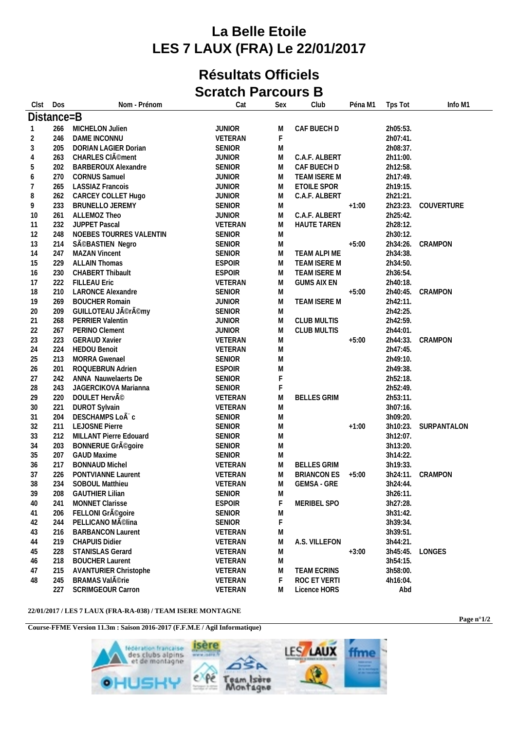# La Belle Etoile
# LES 7 LAUX (FRA) Le 22/01/2017

## Résultats Officiels
## Scratch Parcours B

| Clst | Dos | Nom - Prénom | Cat | Sex | Club | Péna M1 | Tps Tot | Info M1 |
|---|---|---|---|---|---|---|---|---|
| **Distance=B** | | | | | | | | |
| 1 | 266 | MICHELON Julien | JUNIOR | M | CAF BUECH D | | 2h05:53. | |
| 2 | 246 | DAME INCONNU | VETERAN | F | | | 2h07:41. | |
| 3 | 205 | DORIAN LAGIER Dorian | SENIOR | M | | | 2h08:37. | |
| 4 | 263 | CHARLES ClÃ©ment | JUNIOR | M | C.A.F. ALBERT | | 2h11:00. | |
| 5 | 202 | BARBEROUX Alexandre | SENIOR | M | CAF BUECH D | | 2h12:58. | |
| 6 | 270 | CORNUS Samuel | JUNIOR | M | TEAM ISERE M | | 2h17:49. | |
| 7 | 265 | LASSIAZ Francois | JUNIOR | M | ETOILE SPOR | | 2h19:15. | |
| 8 | 262 | CARCEY COLLET Hugo | JUNIOR | M | C.A.F. ALBERT | | 2h21:21. | |
| 9 | 233 | BRUNELLO JEREMY | SENIOR | M | | +1:00 | 2h23:23. | COUVERTURE |
| 10 | 261 | ALLEMOZ Theo | JUNIOR | M | C.A.F. ALBERT | | 2h25:42. | |
| 11 | 232 | JUPPET Pascal | VETERAN | M | HAUTE TAREN | | 2h28:12. | |
| 12 | 248 | NOEBES TOURRES VALENTIN | SENIOR | M | | | 2h30:12. | |
| 13 | 214 | SÃ©BASTIEN Negro | SENIOR | M | | +5:00 | 2h34:26. | CRAMPON |
| 14 | 247 | MAZAN Vincent | SENIOR | M | TEAM ALPI ME | | 2h34:38. | |
| 15 | 229 | ALLAIN Thomas | ESPOIR | M | TEAM ISERE M | | 2h34:50. | |
| 16 | 230 | CHABERT Thibault | ESPOIR | M | TEAM ISERE M | | 2h36:54. | |
| 17 | 222 | FILLEAU Eric | VETERAN | M | GUMS AIX EN | | 2h40:18. | |
| 18 | 210 | LARONCE Alexandre | SENIOR | M | | +5:00 | 2h40:45. | CRAMPON |
| 19 | 269 | BOUCHER Romain | JUNIOR | M | TEAM ISERE M | | 2h42:11. | |
| 20 | 209 | GUILLOTEAU JÃ©rÃ©my | SENIOR | M | | | 2h42:25. | |
| 21 | 268 | PERRIER Valentin | JUNIOR | M | CLUB MULTIS | | 2h42:59. | |
| 22 | 267 | PERINO Clement | JUNIOR | M | CLUB MULTIS | | 2h44:01. | |
| 23 | 223 | GERAUD Xavier | VETERAN | M | | +5:00 | 2h44:33. | CRAMPON |
| 24 | 224 | HEDOU Benoit | VETERAN | M | | | 2h47:45. | |
| 25 | 213 | MORRA Gwenael | SENIOR | M | | | 2h49:10. | |
| 26 | 201 | ROQUEBRUN Adrien | ESPOIR | M | | | 2h49:38. | |
| 27 | 242 | ANNA Nauwelaerts De | SENIOR | F | | | 2h52:18. | |
| 28 | 243 | JAGERCIKOVA Marianna | SENIOR | F | | | 2h52:49. | |
| 29 | 220 | DOULET HervÃ© | VETERAN | M | BELLES GRIM | | 2h53:11. | |
| 30 | 221 | DUROT Sylvain | VETERAN | M | | | 3h07:16. | |
| 31 | 204 | DESCHAMPS LoÃ¯c | SENIOR | M | | | 3h09:20. | |
| 32 | 211 | LEJOSNE Pierre | SENIOR | M | | +1:00 | 3h10:23. | SURPANTALON |
| 33 | 212 | MILLANT Pierre Edouard | SENIOR | M | | | 3h12:07. | |
| 34 | 203 | BONNERUE GrÃ©goire | SENIOR | M | | | 3h13:20. | |
| 35 | 207 | GAUD Maxime | SENIOR | M | | | 3h14:22. | |
| 36 | 217 | BONNAUD Michel | VETERAN | M | BELLES GRIM | | 3h19:33. | |
| 37 | 226 | PONTVIANNE Laurent | VETERAN | M | BRIANCON ES | +5:00 | 3h24:11. | CRAMPON |
| 38 | 234 | SOBOUL Matthieu | VETERAN | M | GEMSA - GRE | | 3h24:44. | |
| 39 | 208 | GAUTHIER Lilian | SENIOR | M | | | 3h26:11. | |
| 40 | 241 | MONNET Clarisse | ESPOIR | F | MERIBEL SPO | | 3h27:28. | |
| 41 | 206 | FELLONI GrÃ©goire | SENIOR | M | | | 3h31:42. | |
| 42 | 244 | PELLICANO MÃ©lina | SENIOR | F | | | 3h39:34. | |
| 43 | 216 | BARBANCON Laurent | VETERAN | M | | | 3h39:51. | |
| 44 | 219 | CHAPUIS Didier | VETERAN | M | A.S. VILLEFON | | 3h44:21. | |
| 45 | 228 | STANISLAS Gerard | VETERAN | M | | +3:00 | 3h45:45. | LONGES |
| 46 | 218 | BOUCHER Laurent | VETERAN | M | | | 3h54:15. | |
| 47 | 215 | AVANTURIER Christophe | VETERAN | M | TEAM ECRINS | | 3h58:00. | |
| 48 | 245 | BRAMAS ValÃ©rie | VETERAN | F | ROC ET VERTI | | 4h16:04. | |
| | 227 | SCRIMGEOUR Carron | VETERAN | M | Licence HORS | | Abd | |

**22/01/2017 / LES 7 LAUX (FRA-RA-038) / TEAM ISERE MONTAGNE**

**Course-FFME Version 11.3m : Saison 2016-2017 (F.F.M.E / Agil Informatique)**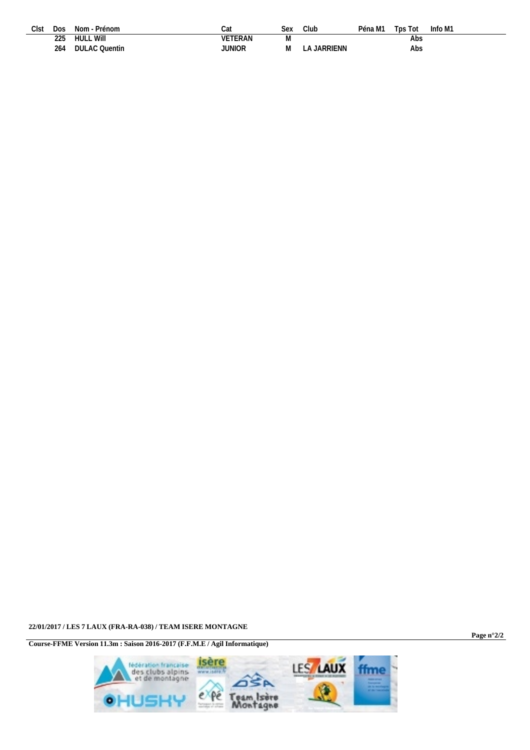| Clst | Dos | Nom - Prénom | Cat | Sex | Club | Péna M1 | Tps Tot | Info M1 |
|---|---|---|---|---|---|---|---|---|
| | 225 | HULL Will | VETERAN | M | | | Abs | |
| | 264 | DULAC Quentin | JUNIOR | M | LA JARRIENN | | Abs | |

**22/01/2017 / LES 7 LAUX (FRA-RA-038) / TEAM ISERE MONTAGNE**

**Course-FFME Version 11.3m : Saison 2016-2017 (F.F.M.E / Agil Informatique)**